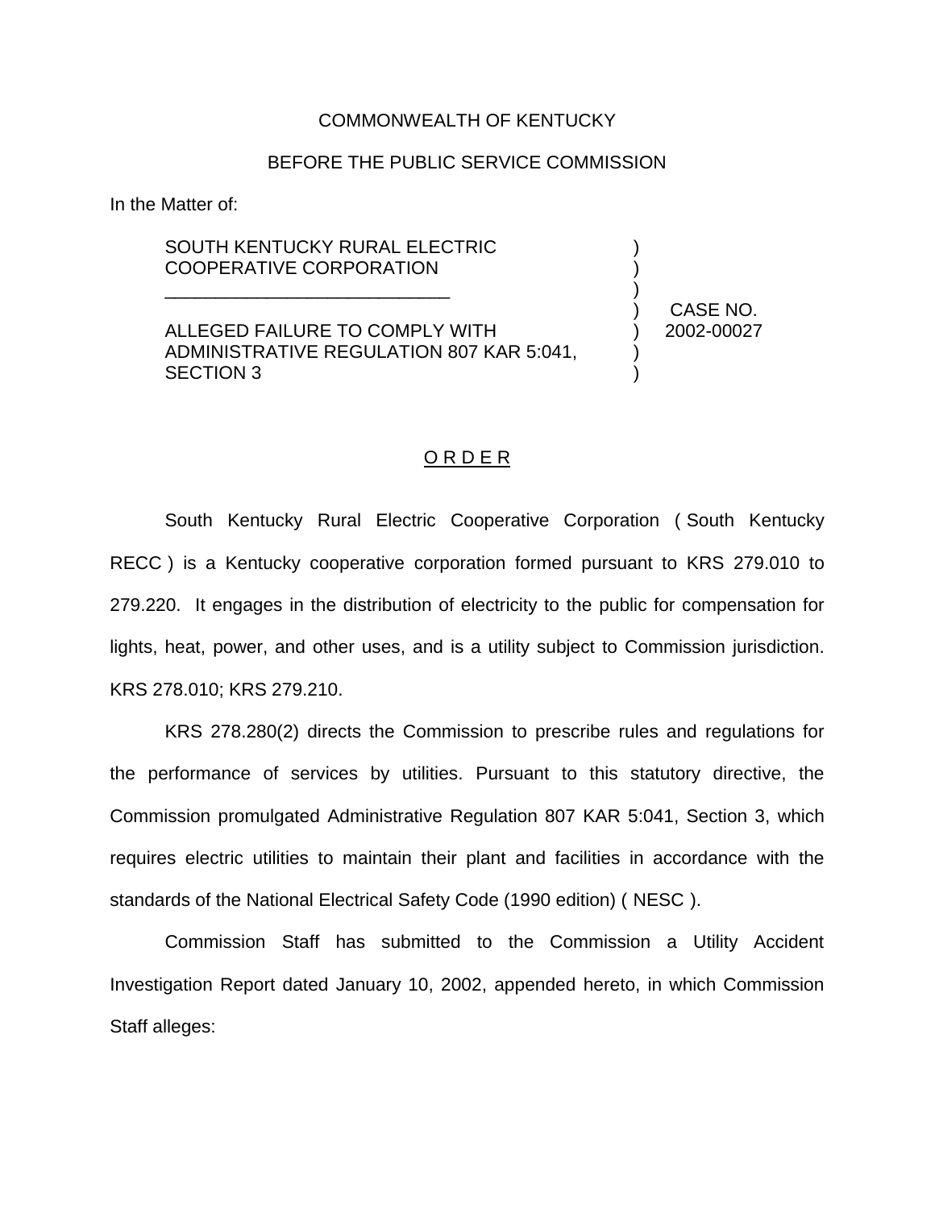COMMONWEALTH OF KENTUCKY

BEFORE THE PUBLIC SERVICE COMMISSION

In the Matter of:

| | | |
|---|---|---|
| SOUTH KENTUCKY RURAL ELECTRIC COOPERATIVE CORPORATION<br>\_\_\_\_\_\_\_\_\_\_\_\_\_\_\_\_\_\_\_\_\_\_\_\_\_\_\_\_<br><br>ALLEGED FAILURE TO COMPLY WITH ADMINISTRATIVE REGULATION 807 KAR 5:041, SECTION 3 | ) | CASE NO. 2002-00027 |

## O R D E R

South Kentucky Rural Electric Cooperative Corporation ( South Kentucky RECC ) is a Kentucky cooperative corporation formed pursuant to KRS 279.010 to 279.220. It engages in the distribution of electricity to the public for compensation for lights, heat, power, and other uses, and is a utility subject to Commission jurisdiction. KRS 278.010; KRS 279.210.

KRS 278.280(2) directs the Commission to prescribe rules and regulations for the performance of services by utilities. Pursuant to this statutory directive, the Commission promulgated Administrative Regulation 807 KAR 5:041, Section 3, which requires electric utilities to maintain their plant and facilities in accordance with the standards of the National Electrical Safety Code (1990 edition) ( NESC ).

Commission Staff has submitted to the Commission a Utility Accident Investigation Report dated January 10, 2002, appended hereto, in which Commission Staff alleges: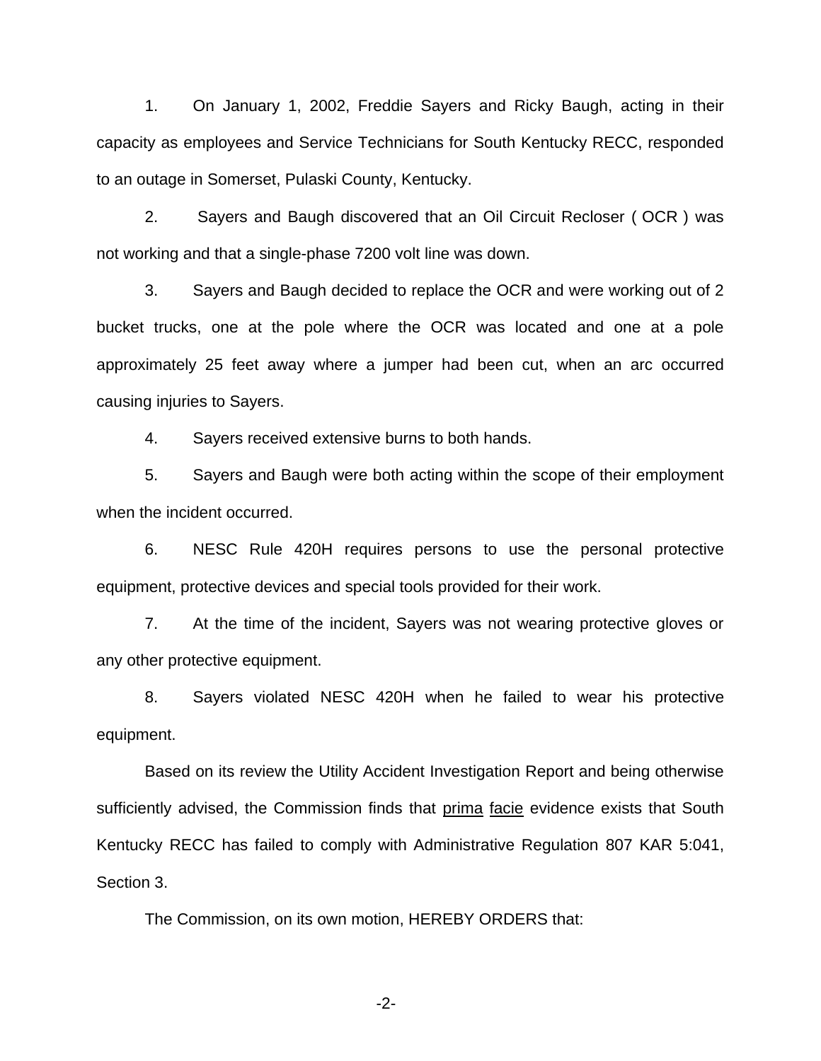1. On January 1, 2002, Freddie Sayers and Ricky Baugh, acting in their capacity as employees and Service Technicians for South Kentucky RECC, responded to an outage in Somerset, Pulaski County, Kentucky.

2. Sayers and Baugh discovered that an Oil Circuit Recloser ( OCR ) was not working and that a single-phase 7200 volt line was down.

3. Sayers and Baugh decided to replace the OCR and were working out of 2 bucket trucks, one at the pole where the OCR was located and one at a pole approximately 25 feet away where a jumper had been cut, when an arc occurred causing injuries to Sayers.

4. Sayers received extensive burns to both hands.

5. Sayers and Baugh were both acting within the scope of their employment when the incident occurred.

6. NESC Rule 420H requires persons to use the personal protective equipment, protective devices and special tools provided for their work.

7. At the time of the incident, Sayers was not wearing protective gloves or any other protective equipment.

8. Sayers violated NESC 420H when he failed to wear his protective equipment.

Based on its review the Utility Accident Investigation Report and being otherwise sufficiently advised, the Commission finds that prima facie evidence exists that South Kentucky RECC has failed to comply with Administrative Regulation 807 KAR 5:041, Section 3.

The Commission, on its own motion, HEREBY ORDERS that: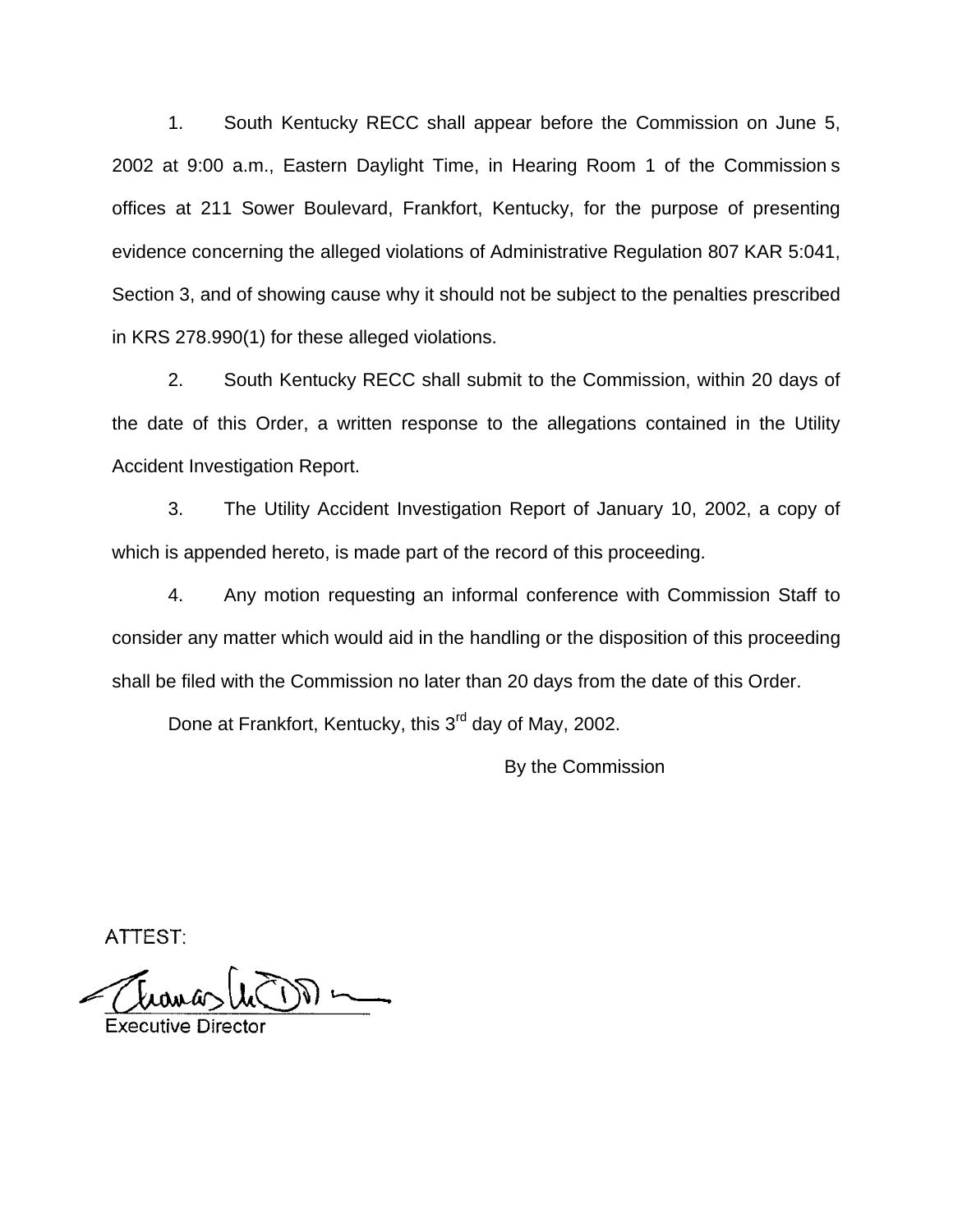1. South Kentucky RECC shall appear before the Commission on June 5, 2002 at 9:00 a.m., Eastern Daylight Time, in Hearing Room 1 of the Commission s offices at 211 Sower Boulevard, Frankfort, Kentucky, for the purpose of presenting evidence concerning the alleged violations of Administrative Regulation 807 KAR 5:041, Section 3, and of showing cause why it should not be subject to the penalties prescribed in KRS 278.990(1) for these alleged violations.

2. South Kentucky RECC shall submit to the Commission, within 20 days of the date of this Order, a written response to the allegations contained in the Utility Accident Investigation Report.

3. The Utility Accident Investigation Report of January 10, 2002, a copy of which is appended hereto, is made part of the record of this proceeding.

4. Any motion requesting an informal conference with Commission Staff to consider any matter which would aid in the handling or the disposition of this proceeding shall be filed with the Commission no later than 20 days from the date of this Order.

Done at Frankfort, Kentucky, this 3rd day of May, 2002.

By the Commission

ATTEST:

Executive Director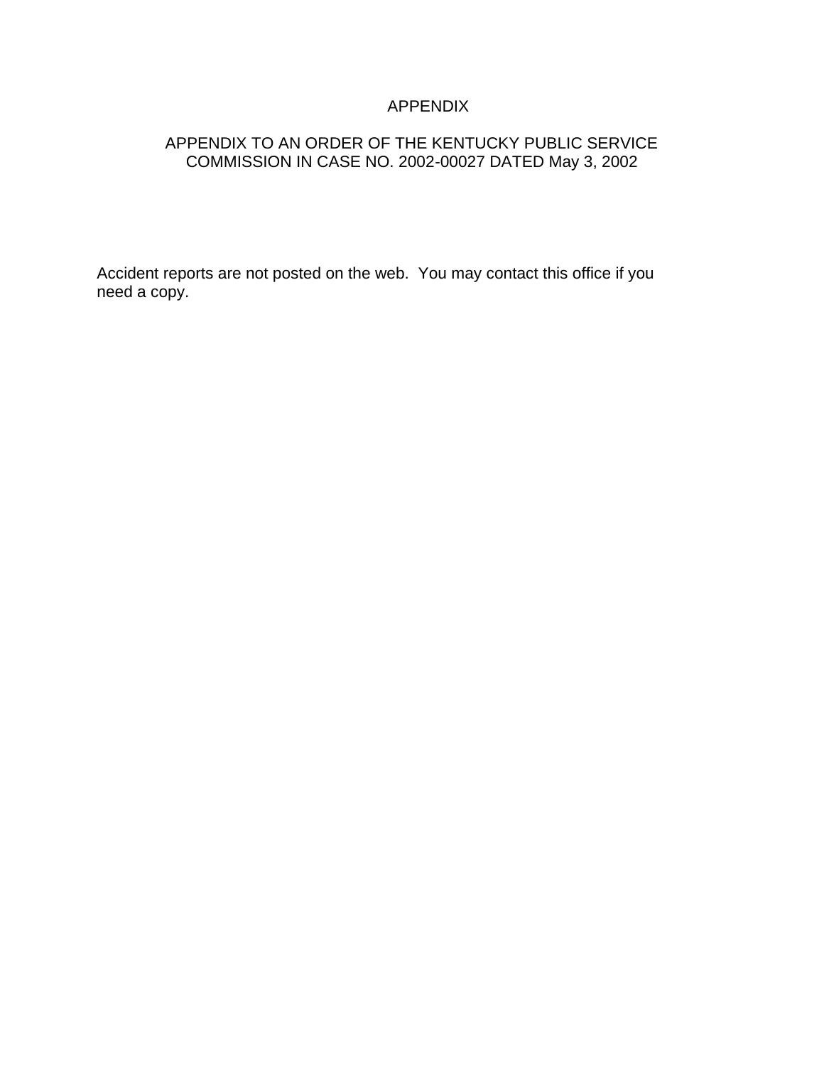# APPENDIX

APPENDIX TO AN ORDER OF THE KENTUCKY PUBLIC SERVICE COMMISSION IN CASE NO. 2002-00027 DATED May 3, 2002

Accident reports are not posted on the web. You may contact this office if you need a copy.